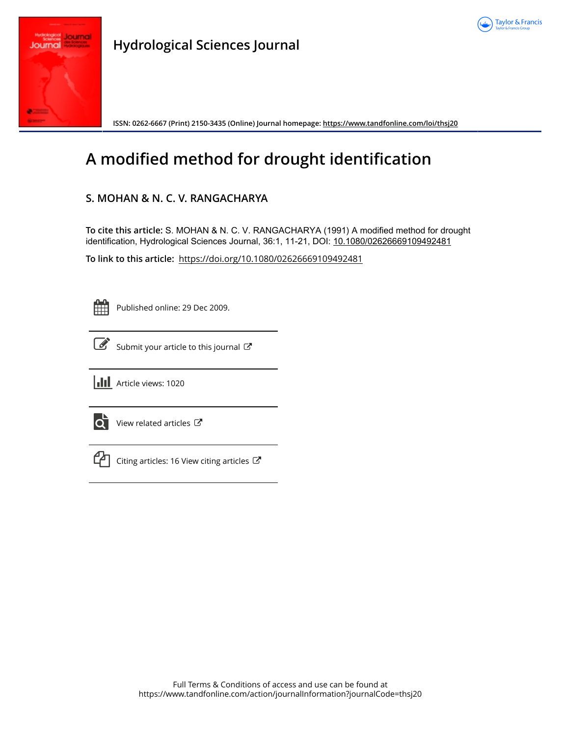# Hydrological Sciences Journal

ISSN: 0262-6667 (Print) 2150-3435 (Online) Journal homepage: https://www.tandfonline.com/loi/thsj20

# A modified method for drought identification

## S. MOHAN & N. C. V. RANGACHARYA

**To cite this article:** S. MOHAN & N. C. V. RANGACHARYA (1991) A modified method for drought identification, Hydrological Sciences Journal, 36:1, 11-21, DOI: 10.1080/02626669109492481

**To link to this article:** https://doi.org/10.1080/02626669109492481

Published online: 29 Dec 2009.

Submit your article to this journal

Article views: 1020

View related articles

Citing articles: 16 View citing articles

Full Terms & Conditions of access and use can be found at https://www.tandfonline.com/action/journalInformation?journalCode=thsj20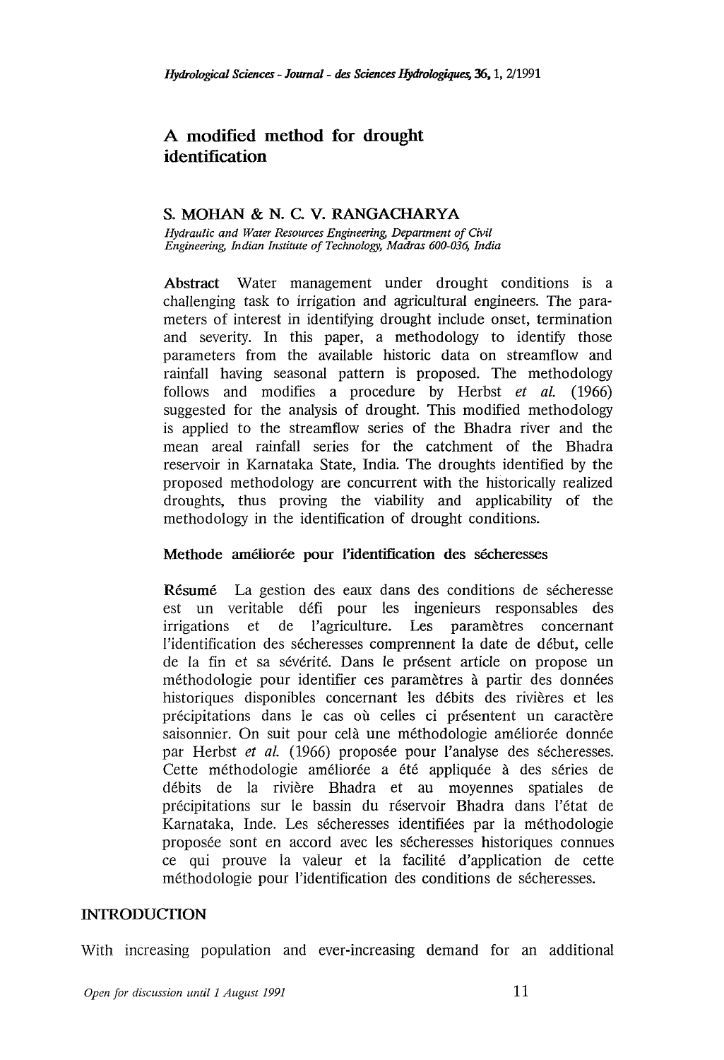# A modified method for drought identification

**S. MOHAN & N. C. V. RANGACHARYA**

*Hydraulic and Water Resources Engineering, Department of Civil Engineering, Indian Institute of Technology, Madras 600-036, India*

**Abstract** Water management under drought conditions is a challenging task to irrigation and agricultural engineers. The parameters of interest in identifying drought include onset, termination and severity. In this paper, a methodology to identify those parameters from the available historic data on streamflow and rainfall having seasonal pattern is proposed. The methodology follows and modifies a procedure by Herbst *et al.* (1966) suggested for the analysis of drought. This modified methodology is applied to the streamflow series of the Bhadra river and the mean areal rainfall series for the catchment of the Bhadra reservoir in Karnataka State, India. The droughts identified by the proposed methodology are concurrent with the historically realized droughts, thus proving the viability and applicability of the methodology in the identification of drought conditions.

**Methode améliorée pour l'identification des sécheresses**

**Résumé** La gestion des eaux dans des conditions de sécheresse est un veritable défi pour les ingenieurs responsables des irrigations et de l'agriculture. Les paramètres concernant l'identification des sécheresses comprennent la date de début, celle de la fin et sa sévérité. Dans le présent article on propose un méthodologie pour identifier ces paramètres à partir des données historiques disponibles concernant les débits des rivières et les précipitations dans le cas où celles ci présentent un caractère saisonnier. On suit pour celà une méthodologie améliorée donnée par Herbst *et al.* (1966) proposée pour l'analyse des sécheresses. Cette méthodologie améliorée a été appliquée à des séries de débits de la rivière Bhadra et au moyennes spatiales de précipitations sur le bassin du réservoir Bhadra dans l'état de Karnataka, Inde. Les sécheresses identifiées par la méthodologie proposée sont en accord avec les sécheresses historiques connues ce qui prouve la valeur et la facilité d'application de cette méthodologie pour l'identification des conditions de sécheresses.

## INTRODUCTION

With increasing population and ever-increasing demand for an additional

*Open for discussion until 1 August 1991*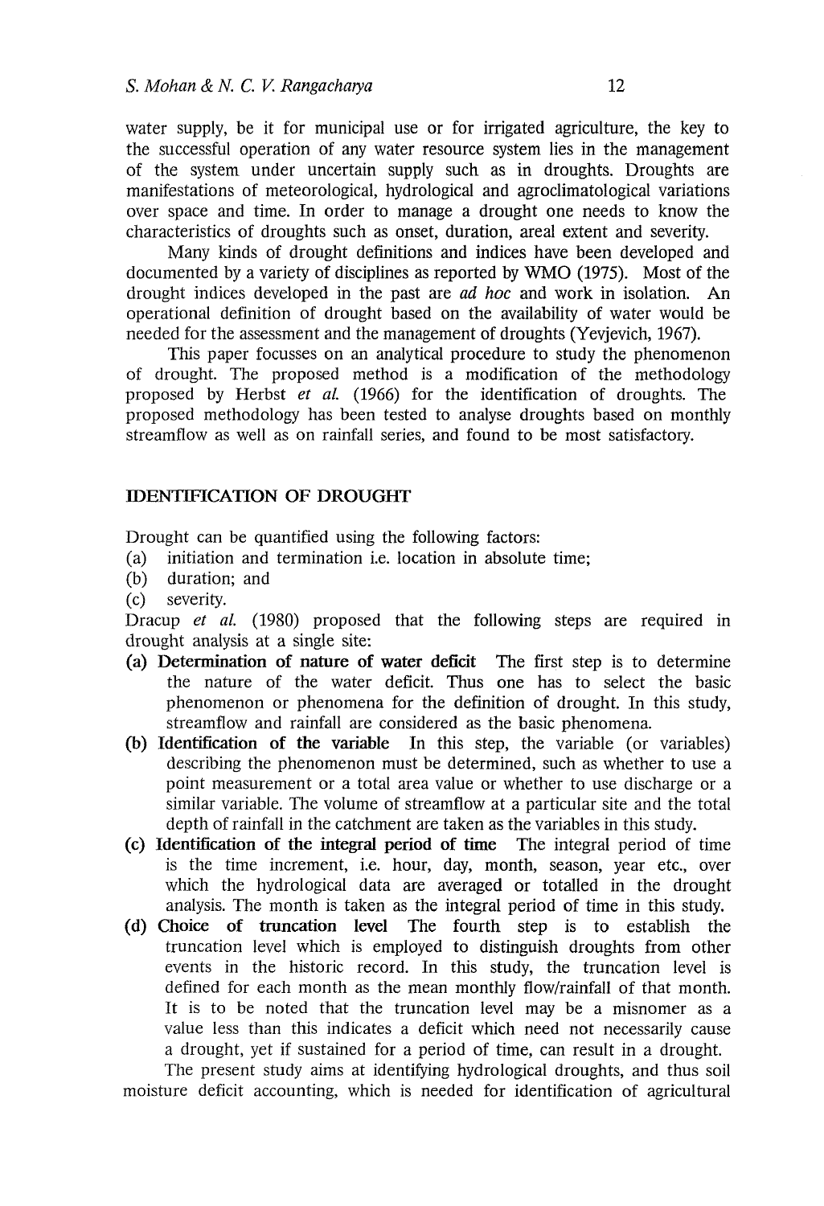water supply, be it for municipal use or for irrigated agriculture, the key to the successful operation of any water resource system lies in the management of the system under uncertain supply such as in droughts. Droughts are manifestations of meteorological, hydrological and agroclimatological variations over space and time. In order to manage a drought one needs to know the characteristics of droughts such as onset, duration, areal extent and severity.

Many kinds of drought definitions and indices have been developed and documented by a variety of disciplines as reported by WMO (1975). Most of the drought indices developed in the past are *ad hoc* and work in isolation. An operational definition of drought based on the availability of water would be needed for the assessment and the management of droughts (Yevjevich, 1967).

This paper focusses on an analytical procedure to study the phenomenon of drought. The proposed method is a modification of the methodology proposed by Herbst *et al.* (1966) for the identification of droughts. The proposed methodology has been tested to analyse droughts based on monthly streamflow as well as on rainfall series, and found to be most satisfactory.

## IDENTIFICATION OF DROUGHT

Drought can be quantified using the following factors:

(a) initiation and termination i.e. location in absolute time;
(b) duration; and
(c) severity.

Dracup *et al.* (1980) proposed that the following steps are required in drought analysis at a single site:

(a) **Determination of nature of water deficit** The first step is to determine the nature of the water deficit. Thus one has to select the basic phenomenon or phenomena for the definition of drought. In this study, streamflow and rainfall are considered as the basic phenomena.

(b) **Identification of the variable** In this step, the variable (or variables) describing the phenomenon must be determined, such as whether to use a point measurement or a total area value or whether to use discharge or a similar variable. The volume of streamflow at a particular site and the total depth of rainfall in the catchment are taken as the variables in this study.

(c) **Identification of the integral period of time** The integral period of time is the time increment, i.e. hour, day, month, season, year etc., over which the hydrological data are averaged or totalled in the drought analysis. The month is taken as the integral period of time in this study.

(d) **Choice of truncation level** The fourth step is to establish the truncation level which is employed to distinguish droughts from other events in the historic record. In this study, the truncation level is defined for each month as the mean monthly flow/rainfall of that month. It is to be noted that the truncation level may be a misnomer as a value less than this indicates a deficit which need not necessarily cause a drought, yet if sustained for a period of time, can result in a drought.

The present study aims at identifying hydrological droughts, and thus soil moisture deficit accounting, which is needed for identification of agricultural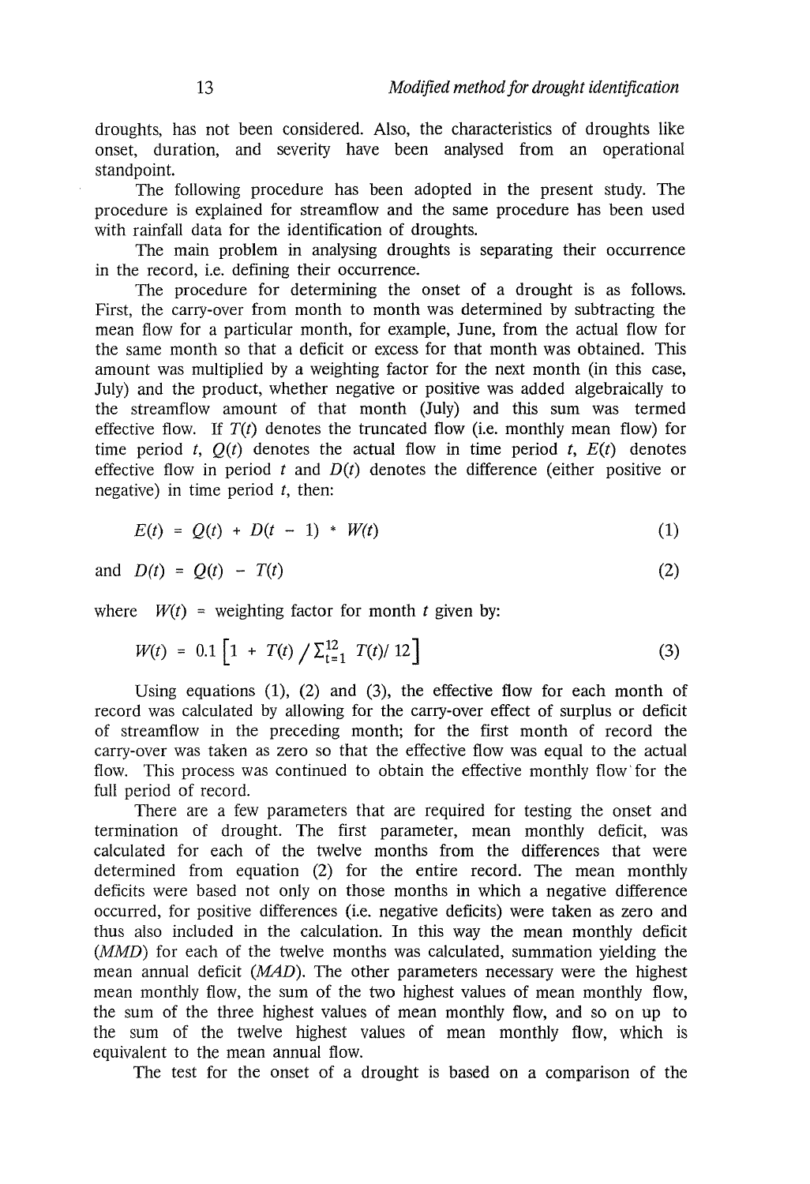droughts, has not been considered. Also, the characteristics of droughts like onset, duration, and severity have been analysed from an operational standpoint.

The following procedure has been adopted in the present study. The procedure is explained for streamflow and the same procedure has been used with rainfall data for the identification of droughts.

The main problem in analysing droughts is separating their occurrence in the record, i.e. defining their occurrence.

The procedure for determining the onset of a drought is as follows. First, the carry-over from month to month was determined by subtracting the mean flow for a particular month, for example, June, from the actual flow for the same month so that a deficit or excess for that month was obtained. This amount was multiplied by a weighting factor for the next month (in this case, July) and the product, whether negative or positive was added algebraically to the streamflow amount of that month (July) and this sum was termed effective flow. If $T(t)$ denotes the truncated flow (i.e. monthly mean flow) for time period $t$, $Q(t)$ denotes the actual flow in time period $t$, $E(t)$ denotes effective flow in period $t$ and $D(t)$ denotes the difference (either positive or negative) in time period $t$, then:

$$E(t) = Q(t) + D(t - 1) * W(t) \tag{1}$$

and $$D(t) = Q(t) - T(t) \tag{2}$$

where $W(t)$ = weighting factor for month $t$ given by:

$$W(t) = 0.1 \left[1 + T(t) \Big/ \textstyle\sum_{t=1}^{12} T(t)/ 12\right] \tag{3}$$

Using equations (1), (2) and (3), the effective flow for each month of record was calculated by allowing for the carry-over effect of surplus or deficit of streamflow in the preceding month; for the first month of record the carry-over was taken as zero so that the effective flow was equal to the actual flow. This process was continued to obtain the effective monthly flow for the full period of record.

There are a few parameters that are required for testing the onset and termination of drought. The first parameter, mean monthly deficit, was calculated for each of the twelve months from the differences that were determined from equation (2) for the entire record. The mean monthly deficits were based not only on those months in which a negative difference occurred, for positive differences (i.e. negative deficits) were taken as zero and thus also included in the calculation. In this way the mean monthly deficit (*MMD*) for each of the twelve months was calculated, summation yielding the mean annual deficit (*MAD*). The other parameters necessary were the highest mean monthly flow, the sum of the two highest values of mean monthly flow, the sum of the three highest values of mean monthly flow, and so on up to the sum of the twelve highest values of mean monthly flow, which is equivalent to the mean annual flow.

The test for the onset of a drought is based on a comparison of the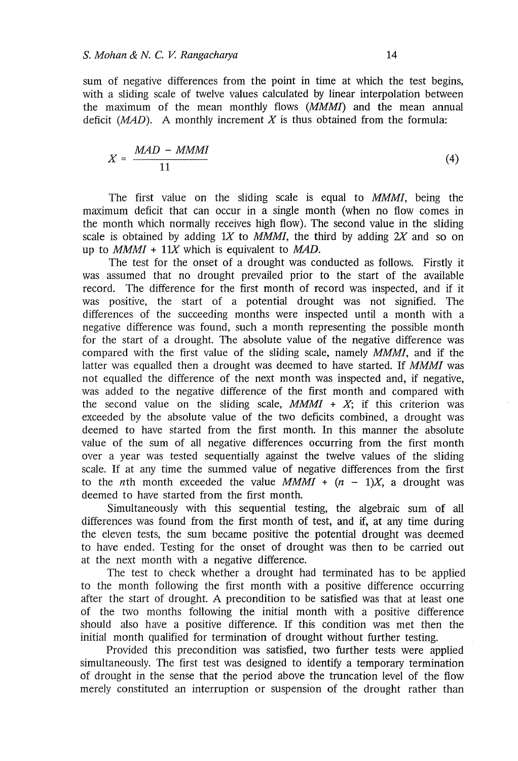sum of negative differences from the point in time at which the test begins, with a sliding scale of twelve values calculated by linear interpolation between the maximum of the mean monthly flows (*MMMI*) and the mean annual deficit (*MAD*). A monthly increment $X$ is thus obtained from the formula:

$$X = \frac{MAD - MMMI}{11} \tag{4}$$

The first value on the sliding scale is equal to *MMMI*, being the maximum deficit that can occur in a single month (when no flow comes in the month which normally receives high flow). The second value in the sliding scale is obtained by adding $1X$ to *MMMI*, the third by adding $2X$ and so on up to $MMMI + 11X$ which is equivalent to *MAD*.

The test for the onset of a drought was conducted as follows. Firstly it was assumed that no drought prevailed prior to the start of the available record. The difference for the first month of record was inspected, and if it was positive, the start of a potential drought was not signified. The differences of the succeeding months were inspected until a month with a negative difference was found, such a month representing the possible month for the start of a drought. The absolute value of the negative difference was compared with the first value of the sliding scale, namely *MMMI*, and if the latter was equalled then a drought was deemed to have started. If *MMMI* was not equalled the difference of the next month was inspected and, if negative, was added to the negative difference of the first month and compared with the second value on the sliding scale, $MMMI + X$; if this criterion was exceeded by the absolute value of the two deficits combined, a drought was deemed to have started from the first month. In this manner the absolute value of the sum of all negative differences occurring from the first month over a year was tested sequentially against the twelve values of the sliding scale. If at any time the summed value of negative differences from the first to the $n$th month exceeded the value $MMMI + (n - 1)X$, a drought was deemed to have started from the first month.

Simultaneously with this sequential testing, the algebraic sum of all differences was found from the first month of test, and if, at any time during the eleven tests, the sum became positive the potential drought was deemed to have ended. Testing for the onset of drought was then to be carried out at the next month with a negative difference.

The test to check whether a drought had terminated has to be applied to the month following the first month with a positive difference occurring after the start of drought. A precondition to be satisfied was that at least one of the two months following the initial month with a positive difference should also have a positive difference. If this condition was met then the initial month qualified for termination of drought without further testing.

Provided this precondition was satisfied, two further tests were applied simultaneously. The first test was designed to identify a temporary termination of drought in the sense that the period above the truncation level of the flow merely constituted an interruption or suspension of the drought rather than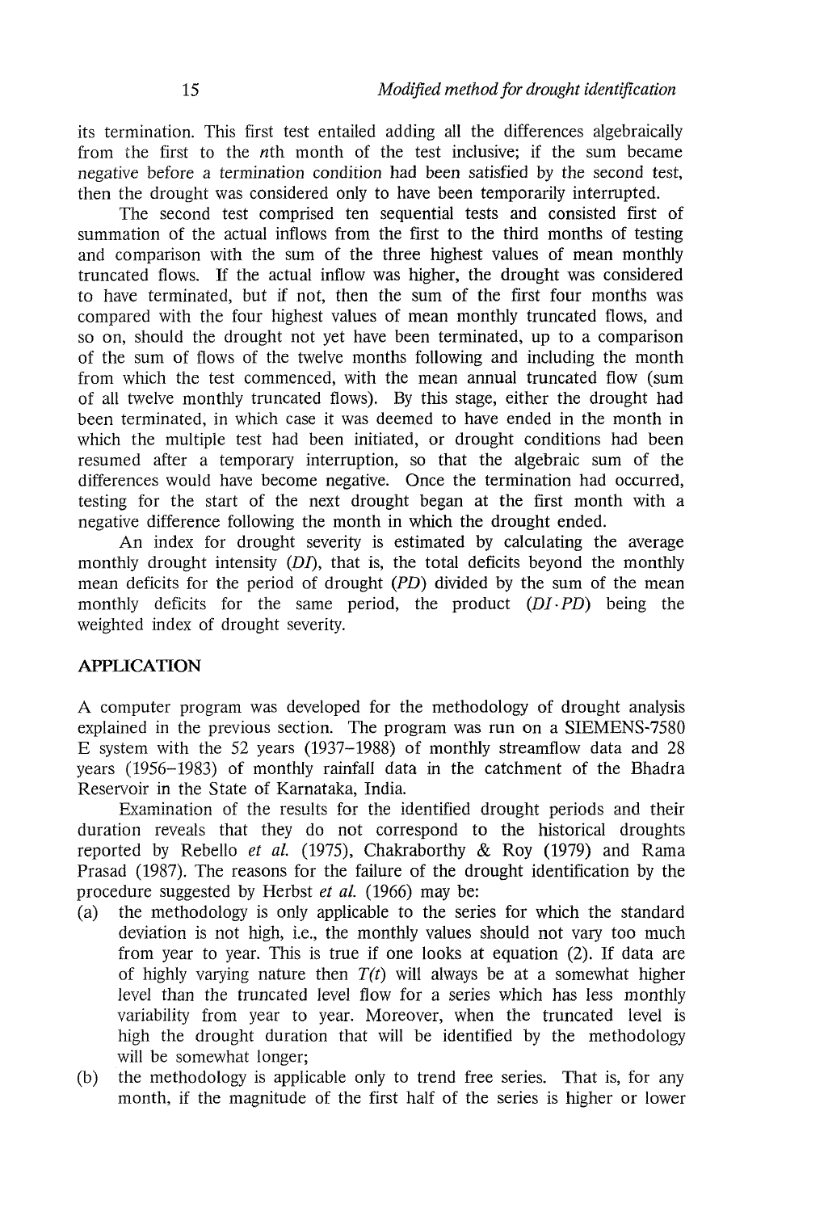its termination. This first test entailed adding all the differences algebraically from the first to the $n$th month of the test inclusive; if the sum became negative before a termination condition had been satisfied by the second test, then the drought was considered only to have been temporarily interrupted.

The second test comprised ten sequential tests and consisted first of summation of the actual inflows from the first to the third months of testing and comparison with the sum of the three highest values of mean monthly truncated flows. If the actual inflow was higher, the drought was considered to have terminated, but if not, then the sum of the first four months was compared with the four highest values of mean monthly truncated flows, and so on, should the drought not yet have been terminated, up to a comparison of the sum of flows of the twelve months following and including the month from which the test commenced, with the mean annual truncated flow (sum of all twelve monthly truncated flows). By this stage, either the drought had been terminated, in which case it was deemed to have ended in the month in which the multiple test had been initiated, or drought conditions had been resumed after a temporary interruption, so that the algebraic sum of the differences would have become negative. Once the termination had occurred, testing for the start of the next drought began at the first month with a negative difference following the month in which the drought ended.

An index for drought severity is estimated by calculating the average monthly drought intensity ($DI$), that is, the total deficits beyond the monthly mean deficits for the period of drought ($PD$) divided by the sum of the mean monthly deficits for the same period, the product ($DI \cdot PD$) being the weighted index of drought severity.

## APPLICATION

A computer program was developed for the methodology of drought analysis explained in the previous section. The program was run on a SIEMENS-7580 E system with the 52 years (1937–1988) of monthly streamflow data and 28 years (1956–1983) of monthly rainfall data in the catchment of the Bhadra Reservoir in the State of Karnataka, India.

Examination of the results for the identified drought periods and their duration reveals that they do not correspond to the historical droughts reported by Rebello *et al.* (1975), Chakraborthy & Roy (1979) and Rama Prasad (1987). The reasons for the failure of the drought identification by the procedure suggested by Herbst *et al.* (1966) may be:

(a) the methodology is only applicable to the series for which the standard deviation is not high, i.e., the monthly values should not vary too much from year to year. This is true if one looks at equation (2). If data are of highly varying nature then $T(t)$ will always be at a somewhat higher level than the truncated level flow for a series which has less monthly variability from year to year. Moreover, when the truncated level is high the drought duration that will be identified by the methodology will be somewhat longer;

(b) the methodology is applicable only to trend free series. That is, for any month, if the magnitude of the first half of the series is higher or lower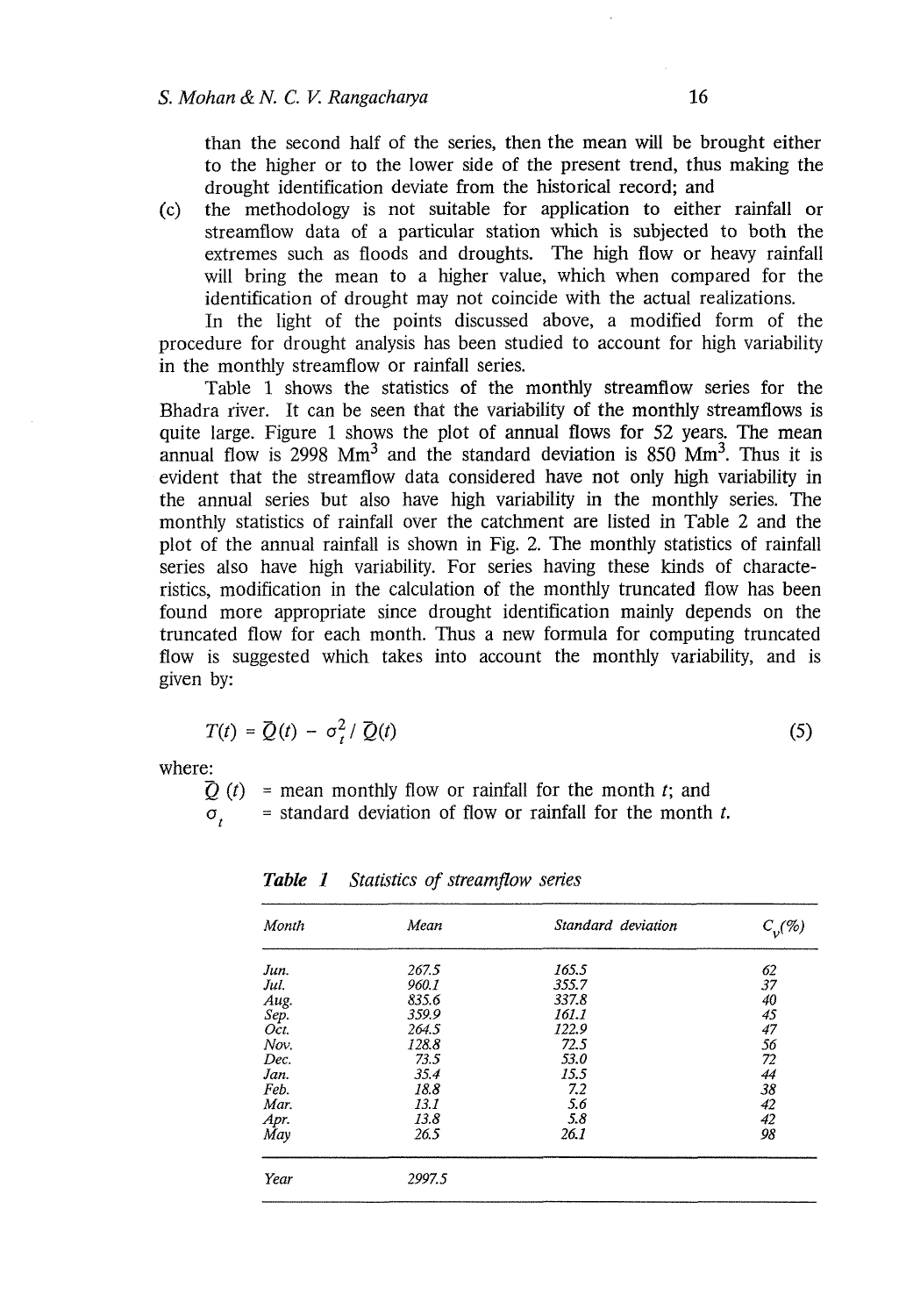than the second half of the series, then the mean will be brought either to the higher or to the lower side of the present trend, thus making the drought identification deviate from the historical record; and

(c) the methodology is not suitable for application to either rainfall or streamflow data of a particular station which is subjected to both the extremes such as floods and droughts. The high flow or heavy rainfall will bring the mean to a higher value, which when compared for the identification of drought may not coincide with the actual realizations.

In the light of the points discussed above, a modified form of the procedure for drought analysis has been studied to account for high variability in the monthly streamflow or rainfall series.

Table 1 shows the statistics of the monthly streamflow series for the Bhadra river. It can be seen that the variability of the monthly streamflows is quite large. Figure 1 shows the plot of annual flows for 52 years. The mean annual flow is 2998 Mm$^3$ and the standard deviation is 850 Mm$^3$. Thus it is evident that the streamflow data considered have not only high variability in the annual series but also have high variability in the monthly series. The monthly statistics of rainfall over the catchment are listed in Table 2 and the plot of the annual rainfall is shown in Fig. 2. The monthly statistics of rainfall series also have high variability. For series having these kinds of characteristics, modification in the calculation of the monthly truncated flow has been found more appropriate since drought identification mainly depends on the truncated flow for each month. Thus a new formula for computing truncated flow is suggested which takes into account the monthly variability, and is given by:

$$T(t) = \bar{Q}(t) - \sigma_t^2 / \bar{Q}(t) \tag{5}$$

where:

$\bar{Q}(t)$ = mean monthly flow or rainfall for the month $t$; and

$\sigma_t$ = standard deviation of flow or rainfall for the month $t$.

***Table 1*** *Statistics of streamflow series*

| *Month* | *Mean* | *Standard deviation* | $C_v$*(%)* |
|---|---|---|---|
| *Jun.* | *267.5* | *165.5* | *62* |
| *Jul.* | *960.1* | *355.7* | *37* |
| *Aug.* | *835.6* | *337.8* | *40* |
| *Sep.* | *359.9* | *161.1* | *45* |
| *Oct.* | *264.5* | *122.9* | *47* |
| *Nov.* | *128.8* | *72.5* | *56* |
| *Dec.* | *73.5* | *53.0* | *72* |
| *Jan.* | *35.4* | *15.5* | *44* |
| *Feb.* | *18.8* | *7.2* | *38* |
| *Mar.* | *13.1* | *5.6* | *42* |
| *Apr.* | *13.8* | *5.8* | *42* |
| *May* | *26.5* | *26.1* | *98* |
| *Year* | *2997.5* | | |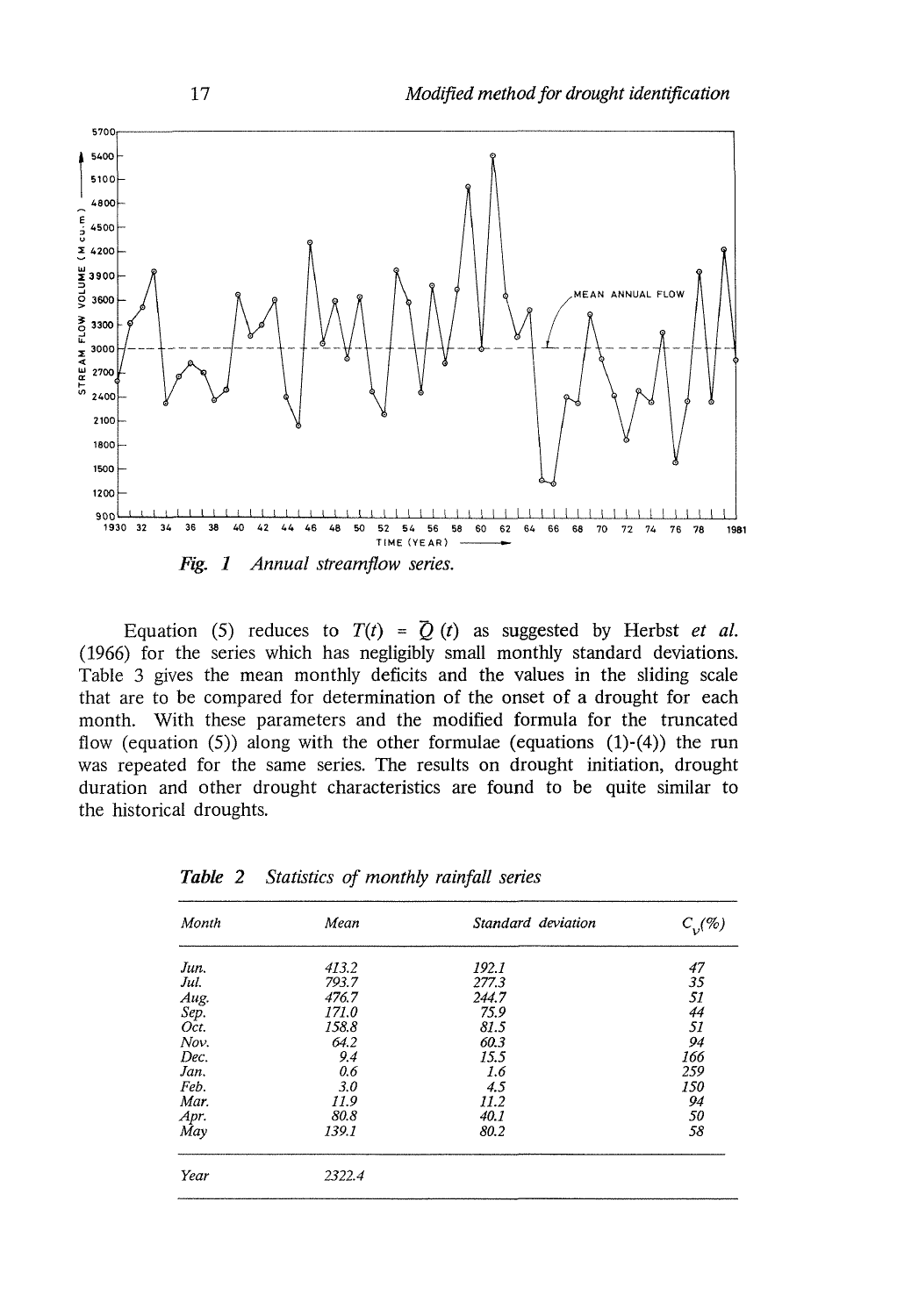*Fig. 1 Annual streamflow series.*

Equation (5) reduces to $T(t) = \bar{Q}(t)$ as suggested by Herbst *et al.* (1966) for the series which has negligibly small monthly standard deviations. Table 3 gives the mean monthly deficits and the values in the sliding scale that are to be compared for determination of the onset of a drought for each month. With these parameters and the modified formula for the truncated flow (equation (5)) along with the other formulae (equations (1)-(4)) the run was repeated for the same series. The results on drought initiation, drought duration and other drought characteristics are found to be quite similar to the historical droughts.

***Table 2*** *Statistics of monthly rainfall series*

| *Month* | *Mean* | *Standard deviation* | $C_v(\%)$ |
|---|---|---|---|
| *Jun.* | *413.2* | *192.1* | *47* |
| *Jul.* | *793.7* | *277.3* | *35* |
| *Aug.* | *476.7* | *244.7* | *51* |
| *Sep.* | *171.0* | *75.9* | *44* |
| *Oct.* | *158.8* | *81.5* | *51* |
| *Nov.* | *64.2* | *60.3* | *94* |
| *Dec.* | *9.4* | *15.5* | *166* |
| *Jan.* | *0.6* | *1.6* | *259* |
| *Feb.* | *3.0* | *4.5* | *150* |
| *Mar.* | *11.9* | *11.2* | *94* |
| *Apr.* | *80.8* | *40.1* | *50* |
| *May* | *139.1* | *80.2* | *58* |
| *Year* | *2322.4* | | |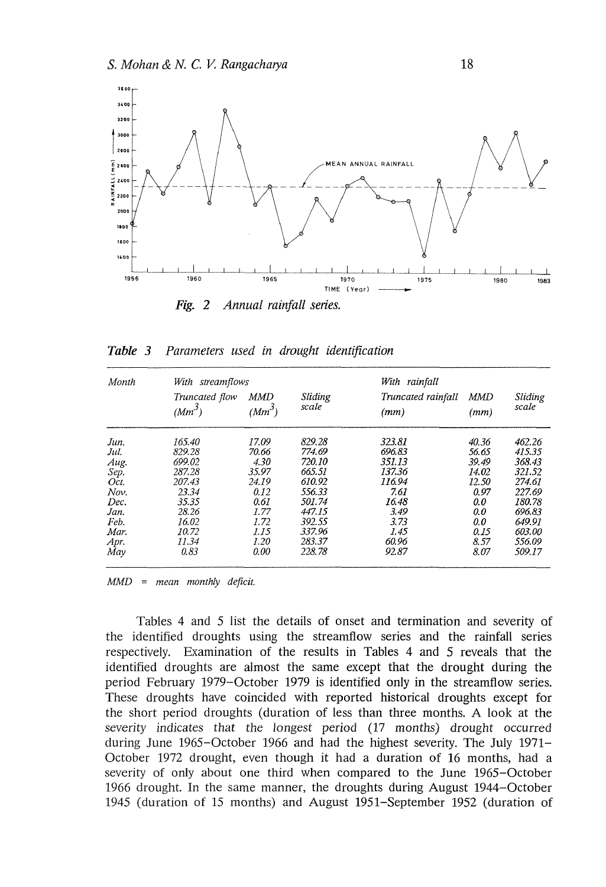*Fig. 2 Annual rainfall series.*

*Table 3 Parameters used in drought identification*

| Month | With streamflows | | | With rainfall | | |
|---|---|---|---|---|---|---|
| | Truncated flow ($Mm^3$) | MMD ($Mm^3$) | Sliding scale | Truncated rainfall (mm) | MMD (mm) | Sliding scale |
| Jun. | 165.40 | 17.09 | 829.28 | 323.81 | 40.36 | 462.26 |
| Jul. | 829.28 | 70.66 | 774.69 | 696.83 | 56.65 | 415.35 |
| Aug. | 699.02 | 4.30 | 720.10 | 351.13 | 39.49 | 368.43 |
| Sep. | 287.28 | 35.97 | 665.51 | 137.36 | 14.02 | 321.52 |
| Oct. | 207.43 | 24.19 | 610.92 | 116.94 | 12.50 | 274.61 |
| Nov. | 23.34 | 0.12 | 556.33 | 7.61 | 0.97 | 227.69 |
| Dec. | 35.35 | 0.61 | 501.74 | 16.48 | 0.0 | 180.78 |
| Jan. | 28.26 | 1.77 | 447.15 | 3.49 | 0.0 | 696.83 |
| Feb. | 16.02 | 1.72 | 392.55 | 3.73 | 0.0 | 649.91 |
| Mar. | 10.72 | 1.15 | 337.96 | 1.45 | 0.15 | 603.00 |
| Apr. | 11.34 | 1.20 | 283.37 | 60.96 | 8.57 | 556.09 |
| May | 0.83 | 0.00 | 228.78 | 92.87 | 8.07 | 509.17 |

MMD = *mean monthly deficit.*

Tables 4 and 5 list the details of onset and termination and severity of the identified droughts using the streamflow series and the rainfall series respectively. Examination of the results in Tables 4 and 5 reveals that the identified droughts are almost the same except that the drought during the period February 1979–October 1979 is identified only in the streamflow series. These droughts have coincided with reported historical droughts except for the short period droughts (duration of less than three months. A look at the severity indicates that the longest period (17 months) drought occurred during June 1965–October 1966 and had the highest severity. The July 1971–October 1972 drought, even though it had a duration of 16 months, had a severity of only about one third when compared to the June 1965–October 1966 drought. In the same manner, the droughts during August 1944–October 1945 (duration of 15 months) and August 1951–September 1952 (duration of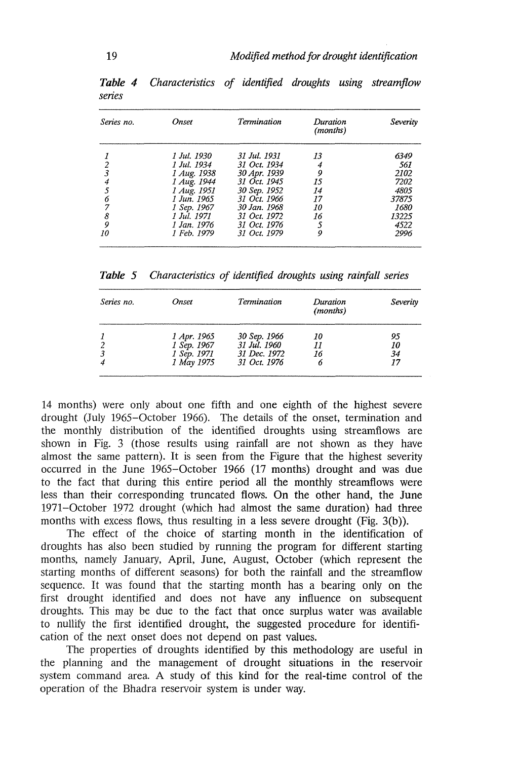*Table 4 Characteristics of identified droughts using streamflow series*

| Series no. | Onset | Termination | Duration (months) | Severity |
|---|---|---|---|---|
| 1 | 1 Jul. 1930 | 31 Jul. 1931 | 13 | 6349 |
| 2 | 1 Jul. 1934 | 31 Oct. 1934 | 4 | 561 |
| 3 | 1 Aug. 1938 | 30 Apr. 1939 | 9 | 2102 |
| 4 | 1 Aug. 1944 | 31 Oct. 1945 | 15 | 7202 |
| 5 | 1 Aug. 1951 | 30 Sep. 1952 | 14 | 4805 |
| 6 | 1 Jun. 1965 | 31 Oct. 1966 | 17 | 37875 |
| 7 | 1 Sep. 1967 | 30 Jan. 1968 | 10 | 1680 |
| 8 | 1 Jul. 1971 | 31 Oct. 1972 | 16 | 13225 |
| 9 | 1 Jan. 1976 | 31 Oct. 1976 | 5 | 4522 |
| 10 | 1 Feb. 1979 | 31 Oct. 1979 | 9 | 2996 |

*Table 5 Characteristics of identified droughts using rainfall series*

| Series no. | Onset | Termination | Duration (months) | Severity |
|---|---|---|---|---|
| 1 | 1 Apr. 1965 | 30 Sep. 1966 | 10 | 95 |
| 2 | 1 Sep. 1967 | 31 Jul. 1960 | 11 | 10 |
| 3 | 1 Sep. 1971 | 31 Dec. 1972 | 16 | 34 |
| 4 | 1 May 1975 | 31 Oct. 1976 | 6 | 17 |

14 months) were only about one fifth and one eighth of the highest severe drought (July 1965–October 1966). The details of the onset, termination and the monthly distribution of the identified droughts using streamflows are shown in Fig. 3 (those results using rainfall are not shown as they have almost the same pattern). It is seen from the Figure that the highest severity occurred in the June 1965–October 1966 (17 months) drought and was due to the fact that during this entire period all the monthly streamflows were less than their corresponding truncated flows. On the other hand, the June 1971–October 1972 drought (which had almost the same duration) had three months with excess flows, thus resulting in a less severe drought (Fig. 3(b)).

The effect of the choice of starting month in the identification of droughts has also been studied by running the program for different starting months, namely January, April, June, August, October (which represent the starting months of different seasons) for both the rainfall and the streamflow sequence. It was found that the starting month has a bearing only on the first drought identified and does not have any influence on subsequent droughts. This may be due to the fact that once surplus water was available to nullify the first identified drought, the suggested procedure for identification of the next onset does not depend on past values.

The properties of droughts identified by this methodology are useful in the planning and the management of drought situations in the reservoir system command area. A study of this kind for the real-time control of the operation of the Bhadra reservoir system is under way.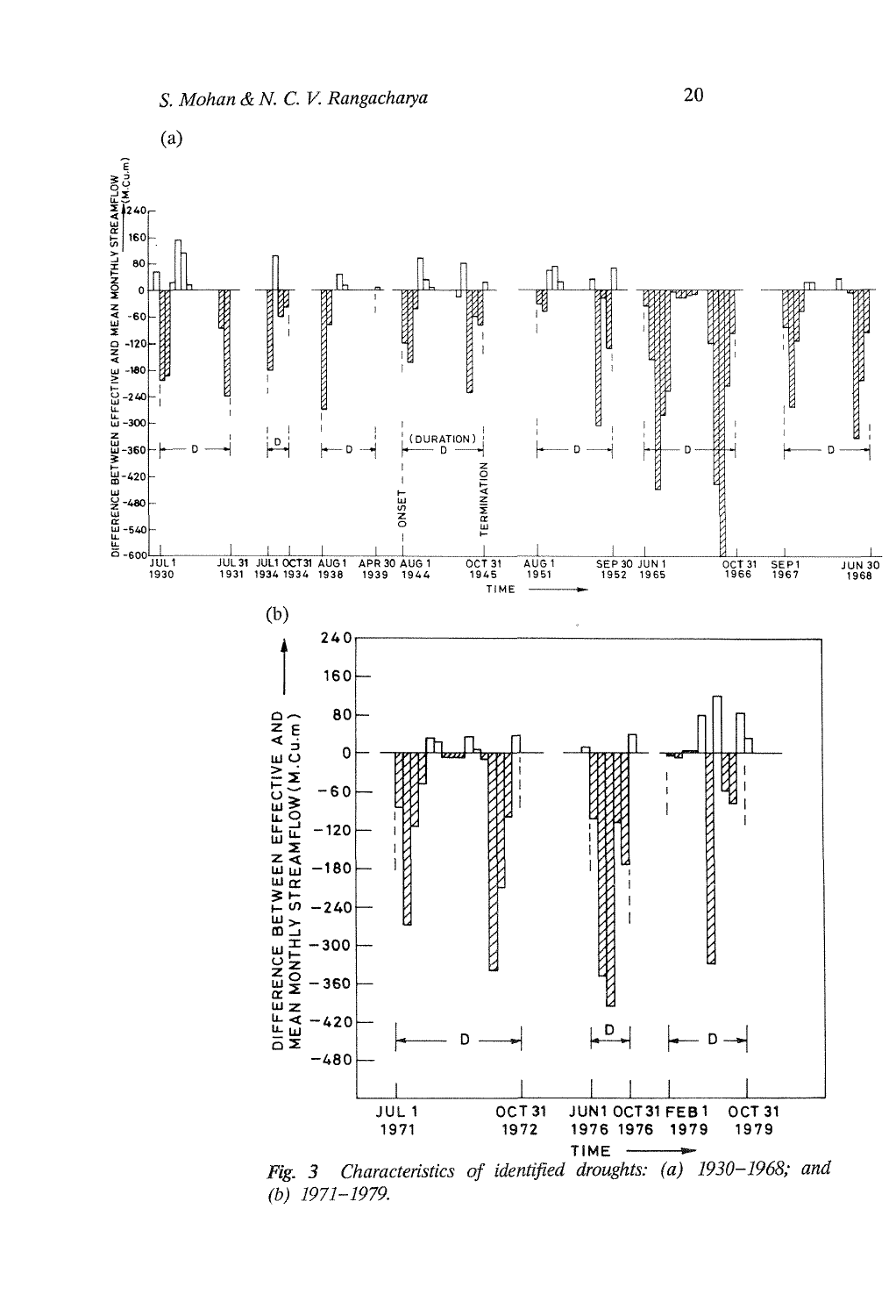(a)

(b)

*Fig. 3* *Characteristics of identified droughts: (a) 1930–1968; and (b) 1971–1979.*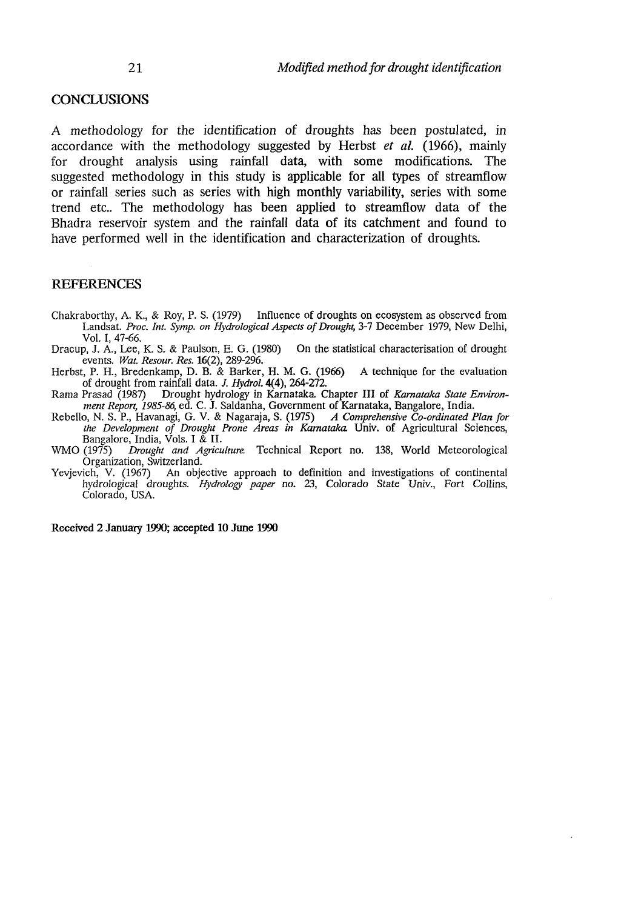## CONCLUSIONS

A methodology for the identification of droughts has been postulated, in accordance with the methodology suggested by Herbst *et al.* (1966), mainly for drought analysis using rainfall data, with some modifications. The suggested methodology in this study is applicable for all types of streamflow or rainfall series such as series with high monthly variability, series with some trend etc.. The methodology has been applied to streamflow data of the Bhadra reservoir system and the rainfall data of its catchment and found to have performed well in the identification and characterization of droughts.

## REFERENCES

Chakraborthy, A. K., & Roy, P. S. (1979) Influence of droughts on ecosystem as observed from Landsat. *Proc. Int. Symp. on Hydrological Aspects of Drought,* 3-7 December 1979, New Delhi, Vol. I, 47-66.

Dracup, J. A., Lee, K. S. & Paulson, E. G. (1980) On the statistical characterisation of drought events. *Wat. Resour. Res.* **16**(2), 289-296.

Herbst, P. H., Bredenkamp, D. B. & Barker, H. M. G. (1966) A technique for the evaluation of drought from rainfall data. *J. Hydrol.* **4**(4), 264-272.

Rama Prasad (1987) Drought hydrology in Karnataka. Chapter III of *Karnataka State Environment Report, 1985-86,* ed. C. J. Saldanha, Government of Karnataka, Bangalore, India.

Rebello, N. S. P., Havanagi, G. V. & Nagaraja, S. (1975) *A Comprehensive Co-ordinated Plan for the Development of Drought Prone Areas in Karnataka.* Univ. of Agricultural Sciences, Bangalore, India, Vols. I & II.

WMO (1975) *Drought and Agriculture.* Technical Report no. 138, World Meteorological Organization, Switzerland.

Yevjevich, V. (1967) An objective approach to definition and investigations of continental hydrological droughts. *Hydrology paper* no. 23, Colorado State Univ., Fort Collins, Colorado, USA.

**Received 2 January 1990; accepted 10 June 1990**